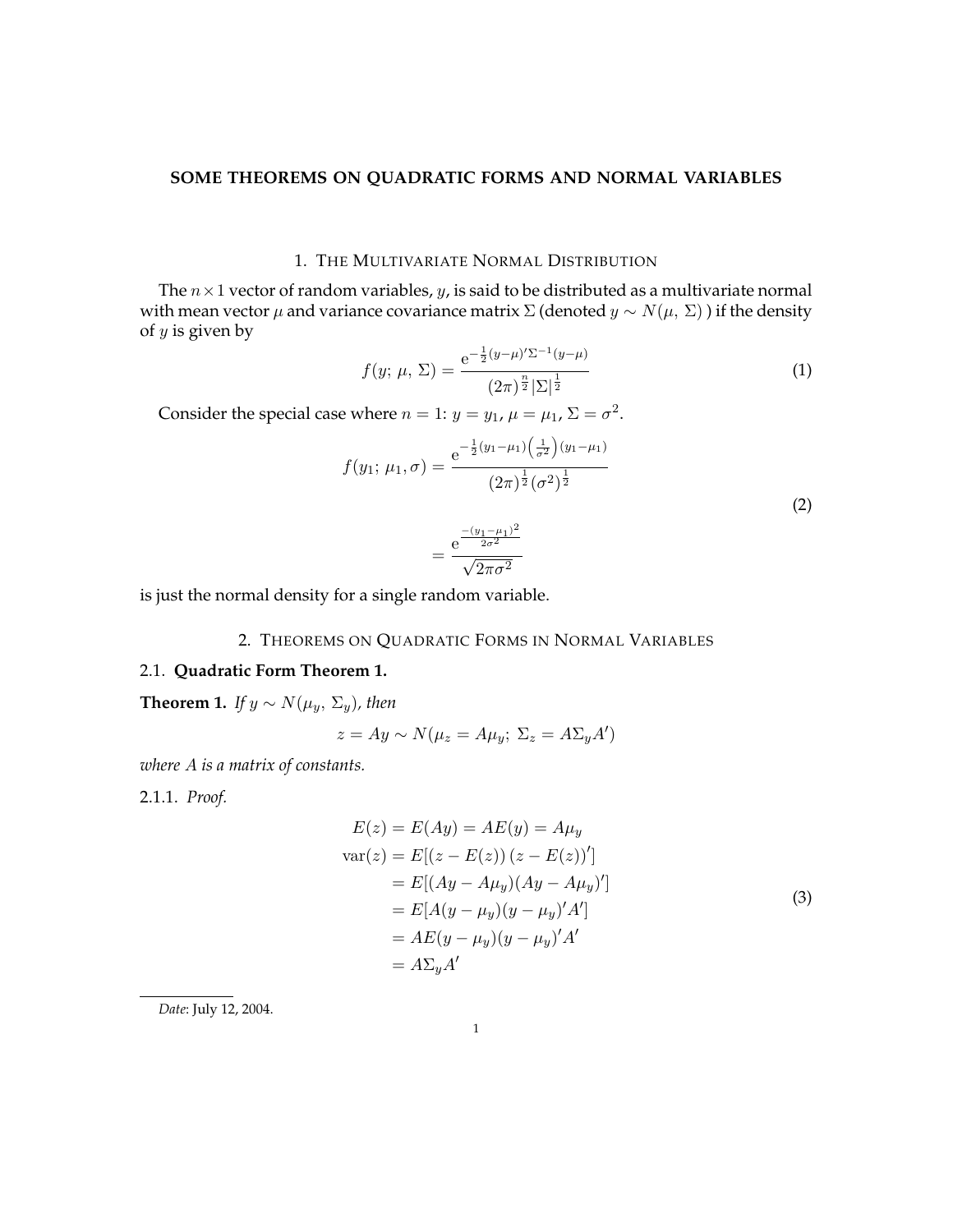# SOME THEOREMS ON QUADRATIC FORMS AND NORMAL VARIABLES

## 1. The Multivariate Normal Distribution

The $n \times 1$ vector of random variables, $y$, is said to be distributed as a multivariate normal with mean vector $\mu$ and variance covariance matrix $\Sigma$ (denoted $y \sim N(\mu, \Sigma)$ ) if the density of $y$ is given by

$$f(y;\, \mu,\, \Sigma) = \frac{e^{-\frac{1}{2}(y-\mu)'\Sigma^{-1}(y-\mu)}}{(2\pi)^{\frac{n}{2}}|\Sigma|^{\frac{1}{2}}} \tag{1}$$

Consider the special case where $n = 1$: $y = y_1$, $\mu = \mu_1$, $\Sigma = \sigma^2$.

$$\begin{aligned} f(y_1;\, \mu_1, \sigma) &= \frac{e^{-\frac{1}{2}(y_1-\mu_1)\left(\frac{1}{\sigma^2}\right)(y_1-\mu_1)}}{(2\pi)^{\frac{1}{2}}(\sigma^2)^{\frac{1}{2}}} \\ &= \frac{e^{\frac{-(y_1-\mu_1)^2}{2\sigma^2}}}{\sqrt{2\pi\sigma^2}} \end{aligned} \tag{2}$$

is just the normal density for a single random variable.

## 2. Theorems on Quadratic Forms in Normal Variables

### 2.1. Quadratic Form Theorem 1.

**Theorem 1.** *If $y \sim N(\mu_y,\, \Sigma_y)$, then*

$$z = Ay \sim N(\mu_z = A\mu_y;\; \Sigma_z = A\Sigma_y A')$$

*where $A$ is a matrix of constants.*

2.1.1. *Proof.*

$$\begin{aligned} E(z) &= E(Ay) = AE(y) = A\mu_y \\ \text{var}(z) &= E[(z - E(z))\,(z - E(z))'] \\ &= E[(Ay - A\mu_y)(Ay - A\mu_y)'] \\ &= E[A(y - \mu_y)(y - \mu_y)'A'] \\ &= AE(y - \mu_y)(y - \mu_y)'A' \\ &= A\Sigma_y A' \end{aligned} \tag{3}$$

*Date*: July 12, 2004.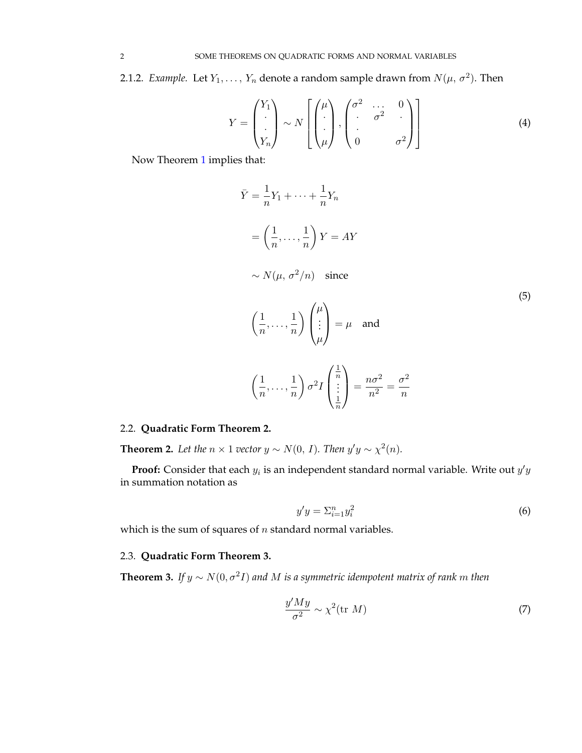2.1.2. *Example.* Let $Y_1, \ldots, Y_n$ denote a random sample drawn from $N(\mu, \sigma^2)$. Then

$$Y = \begin{pmatrix} Y_1 \\ \cdot \\ \cdot \\ Y_n \end{pmatrix} \sim N\left[ \begin{pmatrix} \mu \\ \cdot \\ \cdot \\ \mu \end{pmatrix}, \begin{pmatrix} \sigma^2 & \ldots & 0 \\ \cdot & \sigma^2 & \cdot \\ \cdot & & \\ 0 & & \sigma^2 \end{pmatrix} \right] \tag{4}$$

Now Theorem 1 implies that:

$$\begin{aligned}
\bar{Y} &= \frac{1}{n}Y_1 + \cdots + \frac{1}{n}Y_n \\
&= \left(\frac{1}{n}, \ldots, \frac{1}{n}\right) Y = AY \\
&\sim N(\mu, \, \sigma^2/n) \quad \text{since} \\
&\left(\frac{1}{n}, \ldots, \frac{1}{n}\right) \begin{pmatrix} \mu \\ \vdots \\ \mu \end{pmatrix} = \mu \quad \text{and} \\
&\left(\frac{1}{n}, \ldots, \frac{1}{n}\right) \sigma^2 I \begin{pmatrix} \frac{1}{n} \\ \vdots \\ \frac{1}{n} \end{pmatrix} = \frac{n\sigma^2}{n^2} = \frac{\sigma^2}{n}
\end{aligned} \tag{5}$$

## 2.2. Quadratic Form Theorem 2.

**Theorem 2.** *Let the $n \times 1$ vector $y \sim N(0, \, I)$. Then $y'y \sim \chi^2(n)$.*

**Proof:** Consider that each $y_i$ is an independent standard normal variable. Write out $y'y$ in summation notation as

$$y'y = \Sigma_{i=1}^n y_i^2 \tag{6}$$

which is the sum of squares of $n$ standard normal variables.

## 2.3. Quadratic Form Theorem 3.

**Theorem 3.** *If $y \sim N(0, \sigma^2 I)$ and $M$ is a symmetric idempotent matrix of rank $m$ then*

$$\frac{y'My}{\sigma^2} \sim \chi^2(\text{tr } M) \tag{7}$$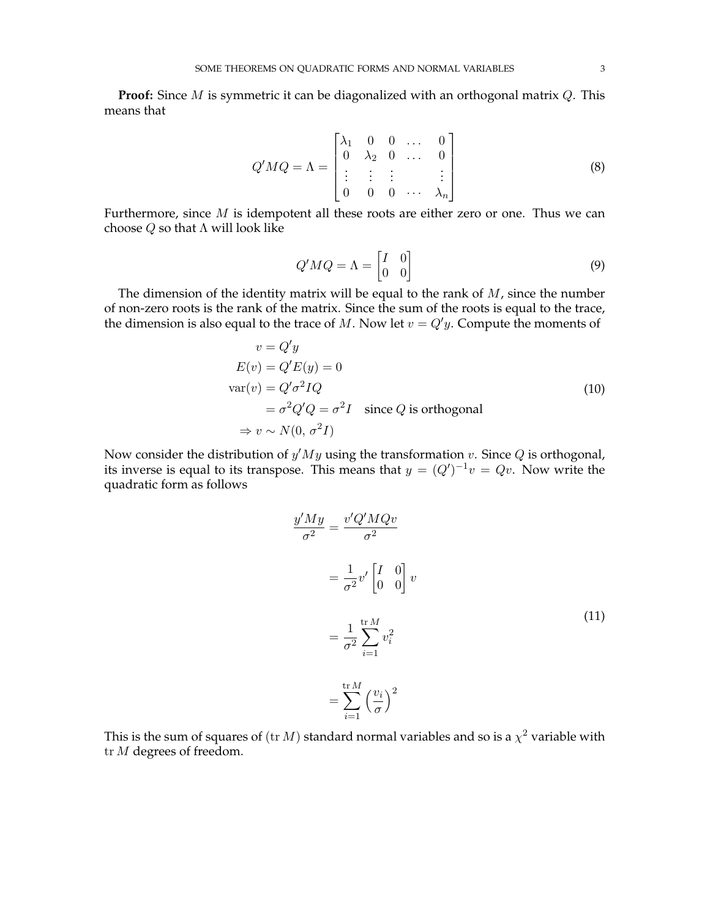**Proof:** Since $M$ is symmetric it can be diagonalized with an orthogonal matrix $Q$. This means that

$$Q'MQ = \Lambda = \begin{bmatrix} \lambda_1 & 0 & 0 & \dots & 0 \\ 0 & \lambda_2 & 0 & \dots & 0 \\ \vdots & \vdots & \vdots & & \vdots \\ 0 & 0 & 0 & \cdots & \lambda_n \end{bmatrix} \tag{8}$$

Furthermore, since $M$ is idempotent all these roots are either zero or one. Thus we can choose $Q$ so that $\Lambda$ will look like

$$Q'MQ = \Lambda = \begin{bmatrix} I & 0 \\ 0 & 0 \end{bmatrix} \tag{9}$$

The dimension of the identity matrix will be equal to the rank of $M$, since the number of non-zero roots is the rank of the matrix. Since the sum of the roots is equal to the trace, the dimension is also equal to the trace of $M$. Now let $v = Q'y$. Compute the moments of

$$\begin{aligned} v &= Q'y \\ E(v) &= Q'E(y) = 0 \\ \text{var}(v) &= Q'\sigma^2 IQ \\ &= \sigma^2 Q'Q = \sigma^2 I \quad \text{since } Q \text{ is orthogonal} \\ \Rightarrow v &\sim N(0,\, \sigma^2 I) \end{aligned} \tag{10}$$

Now consider the distribution of $y'My$ using the transformation $v$. Since $Q$ is orthogonal, its inverse is equal to its transpose. This means that $y = (Q')^{-1}v = Qv$. Now write the quadratic form as follows

$$\begin{aligned} \frac{y'My}{\sigma^2} &= \frac{v'Q'MQv}{\sigma^2} \\ &= \frac{1}{\sigma^2} v' \begin{bmatrix} I & 0 \\ 0 & 0 \end{bmatrix} v \\ &= \frac{1}{\sigma^2} \sum_{i=1}^{\text{tr}\, M} v_i^2 \\ &= \sum_{i=1}^{\text{tr}\, M} \left( \frac{v_i}{\sigma} \right)^2 \end{aligned} \tag{11}$$

This is the sum of squares of $(\text{tr}\, M)$ standard normal variables and so is a $\chi^2$ variable with $\text{tr}\, M$ degrees of freedom.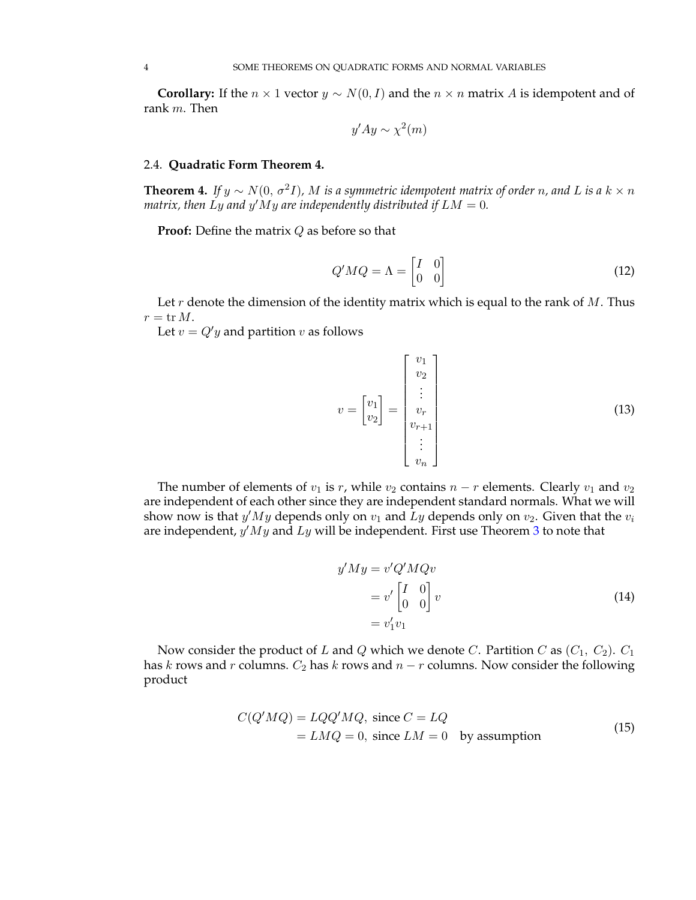**Corollary:** If the $n \times 1$ vector $y \sim N(0, I)$ and the $n \times n$ matrix $A$ is idempotent and of rank $m$. Then

$$y'Ay \sim \chi^2(m)$$

### 2.4. Quadratic Form Theorem 4.

**Theorem 4.** *If $y \sim N(0, \sigma^2 I)$, $M$ is a symmetric idempotent matrix of order $n$, and $L$ is a $k \times n$ matrix, then $Ly$ and $y'My$ are independently distributed if $LM = 0$.*

**Proof:** Define the matrix $Q$ as before so that

$$Q'MQ = \Lambda = \begin{bmatrix} I & 0 \\ 0 & 0 \end{bmatrix} \tag{12}$$

Let $r$ denote the dimension of the identity matrix which is equal to the rank of $M$. Thus $r = \operatorname{tr} M$.

Let $v = Q'y$ and partition $v$ as follows

$$v = \begin{bmatrix} v_1 \\ v_2 \end{bmatrix} = \begin{bmatrix} v_1 \\ v_2 \\ \vdots \\ v_r \\ v_{r+1} \\ \vdots \\ v_n \end{bmatrix} \tag{13}$$

The number of elements of $v_1$ is $r$, while $v_2$ contains $n - r$ elements. Clearly $v_1$ and $v_2$ are independent of each other since they are independent standard normals. What we will show now is that $y'My$ depends only on $v_1$ and $Ly$ depends only on $v_2$. Given that the $v_i$ are independent, $y'My$ and $Ly$ will be independent. First use Theorem 3 to note that

$$\begin{aligned} y'My &= v'Q'MQv \\ &= v' \begin{bmatrix} I & 0 \\ 0 & 0 \end{bmatrix} v \\ &= v_1'v_1 \end{aligned} \tag{14}$$

Now consider the product of $L$ and $Q$ which we denote $C$. Partition $C$ as $(C_1,\ C_2)$. $C_1$ has $k$ rows and $r$ columns. $C_2$ has $k$ rows and $n - r$ columns. Now consider the following product

$$\begin{aligned} C(Q'MQ) &= LQQ'MQ, \text{ since } C = LQ \\ &= LMQ = 0, \text{ since } LM = 0 \quad \text{by assumption} \end{aligned} \tag{15}$$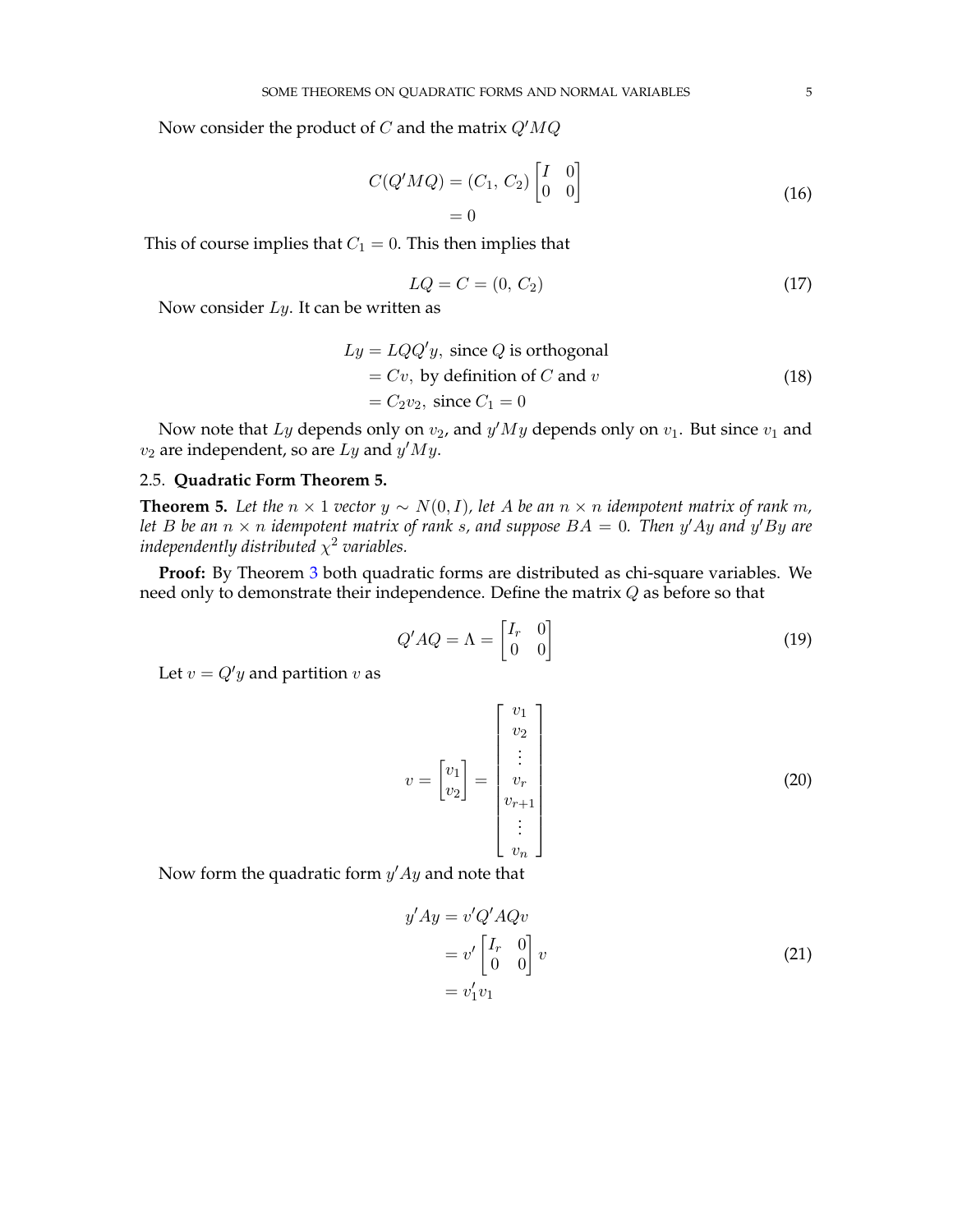Now consider the product of $C$ and the matrix $Q'MQ$

$$
\begin{aligned}
C(Q'MQ) &= (C_1,\, C_2) \begin{bmatrix} I & 0 \\ 0 & 0 \end{bmatrix} \\
&= 0
\end{aligned}
\tag{16}
$$

This of course implies that $C_1 = 0$. This then implies that

$$
LQ = C = (0,\, C_2) \tag{17}
$$

Now consider $Ly$. It can be written as

$$
\begin{aligned}
Ly &= LQQ'y, \text{ since } Q \text{ is orthogonal} \\
&= Cv, \text{ by definition of } C \text{ and } v \\
&= C_2 v_2, \text{ since } C_1 = 0
\end{aligned}
\tag{18}
$$

Now note that $Ly$ depends only on $v_2$, and $y'My$ depends only on $v_1$. But since $v_1$ and $v_2$ are independent, so are $Ly$ and $y'My$.

### 2.5. **Quadratic Form Theorem 5.**

**Theorem 5.** *Let the $n \times 1$ vector $y \sim N(0, I)$, let $A$ be an $n \times n$ idempotent matrix of rank $m$, let $B$ be an $n \times n$ idempotent matrix of rank $s$, and suppose $BA = 0$. Then $y'Ay$ and $y'By$ are independently distributed $\chi^2$ variables.*

**Proof:** By Theorem 3 both quadratic forms are distributed as chi-square variables. We need only to demonstrate their independence. Define the matrix $Q$ as before so that

$$
Q'AQ = \Lambda = \begin{bmatrix} I_r & 0 \\ 0 & 0 \end{bmatrix} \tag{19}
$$

Let $v = Q'y$ and partition $v$ as

$$
v = \begin{bmatrix} v_1 \\ v_2 \end{bmatrix} = \begin{bmatrix} v_1 \\ v_2 \\ \vdots \\ v_r \\ v_{r+1} \\ \vdots \\ v_n \end{bmatrix} \tag{20}
$$

Now form the quadratic form $y'Ay$ and note that

$$
\begin{aligned}
y'Ay &= v'Q'AQv \\
&= v' \begin{bmatrix} I_r & 0 \\ 0 & 0 \end{bmatrix} v \\
&= v_1' v_1
\end{aligned}
\tag{21}
$$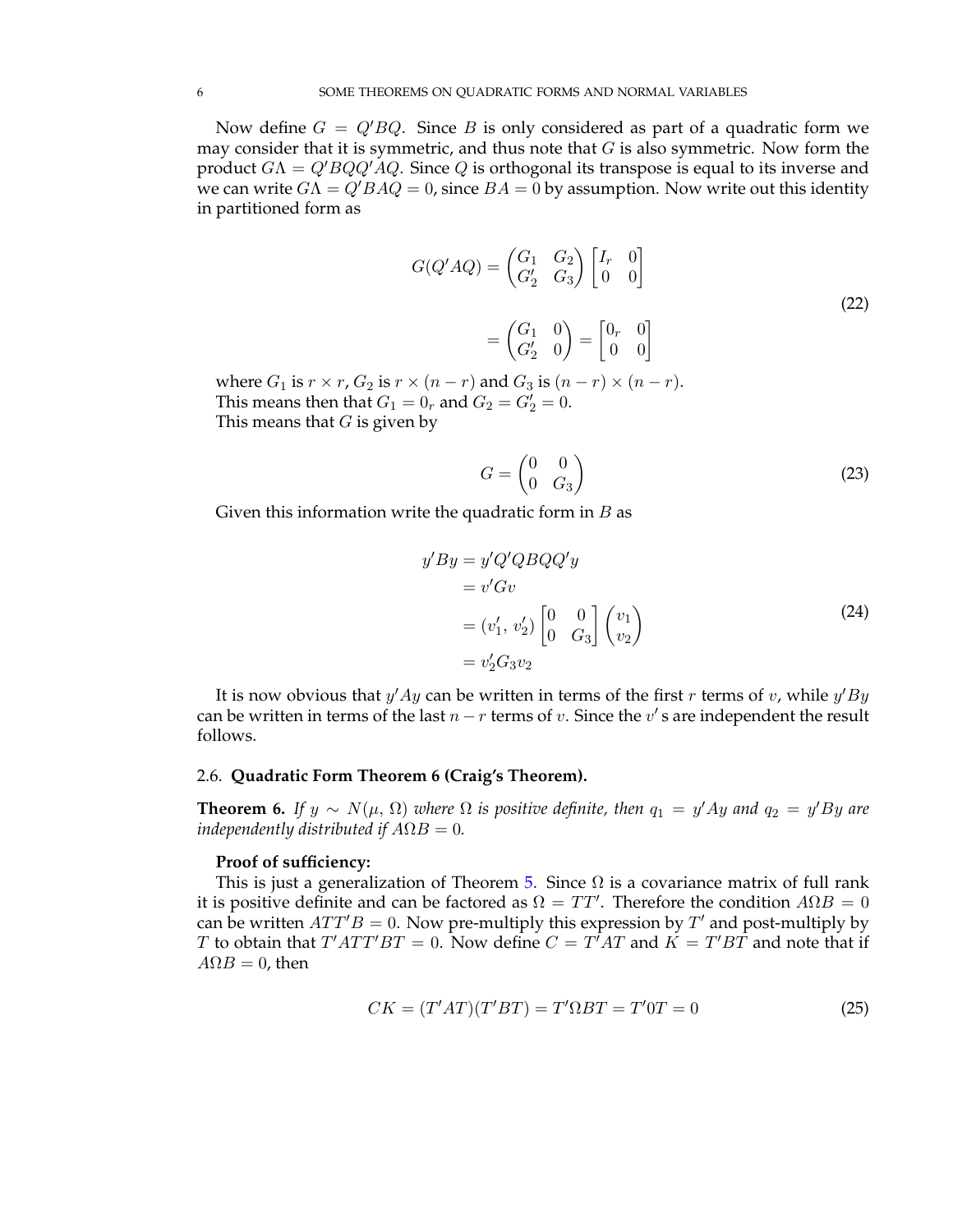Now define $G = Q'BQ$. Since $B$ is only considered as part of a quadratic form we may consider that it is symmetric, and thus note that $G$ is also symmetric. Now form the product $G\Lambda = Q'BQQ'AQ$. Since $Q$ is orthogonal its transpose is equal to its inverse and we can write $G\Lambda = Q'BAQ = 0$, since $BA = 0$ by assumption. Now write out this identity in partitioned form as

$$
\begin{aligned}
G(Q'AQ) &= \begin{pmatrix} G_1 & G_2 \\ G_2' & G_3 \end{pmatrix} \begin{bmatrix} I_r & 0 \\ 0 & 0 \end{bmatrix} \\
&= \begin{pmatrix} G_1 & 0 \\ G_2' & 0 \end{pmatrix} = \begin{bmatrix} 0_r & 0 \\ 0 & 0 \end{bmatrix}
\end{aligned} \tag{22}
$$

where $G_1$ is $r \times r$, $G_2$ is $r \times (n-r)$ and $G_3$ is $(n-r) \times (n-r)$.
This means then that $G_1 = 0_r$ and $G_2 = G_2' = 0$.
This means that $G$ is given by

$$
G = \begin{pmatrix} 0 & 0 \\ 0 & G_3 \end{pmatrix} \tag{23}
$$

Given this information write the quadratic form in $B$ as

$$
\begin{aligned}
y'By &= y'Q'QBQQ'y \\
&= v'Gv \\
&= (v_1', \, v_2') \begin{bmatrix} 0 & 0 \\ 0 & G_3 \end{bmatrix} \begin{pmatrix} v_1 \\ v_2 \end{pmatrix} \\
&= v_2' G_3 v_2
\end{aligned} \tag{24}
$$

It is now obvious that $y'Ay$ can be written in terms of the first $r$ terms of $v$, while $y'By$ can be written in terms of the last $n-r$ terms of $v$. Since the $v'$ s are independent the result follows.

### 2.6. Quadratic Form Theorem 6 (Craig's Theorem).

**Theorem 6.** *If $y \sim N(\mu, \, \Omega)$ where $\Omega$ is positive definite, then $q_1 = y'Ay$ and $q_2 = y'By$ are independently distributed if $A\Omega B = 0$.*

**Proof of sufficiency:**

This is just a generalization of Theorem 5. Since $\Omega$ is a covariance matrix of full rank it is positive definite and can be factored as $\Omega = TT'$. Therefore the condition $A\Omega B = 0$ can be written $ATT'B = 0$. Now pre-multiply this expression by $T'$ and post-multiply by $T$ to obtain that $T'ATT'BT = 0$. Now define $C = T'AT$ and $K = T'BT$ and note that if $A\Omega B = 0$, then

$$
CK = (T'AT)(T'BT) = T'\Omega BT = T'0T = 0 \tag{25}
$$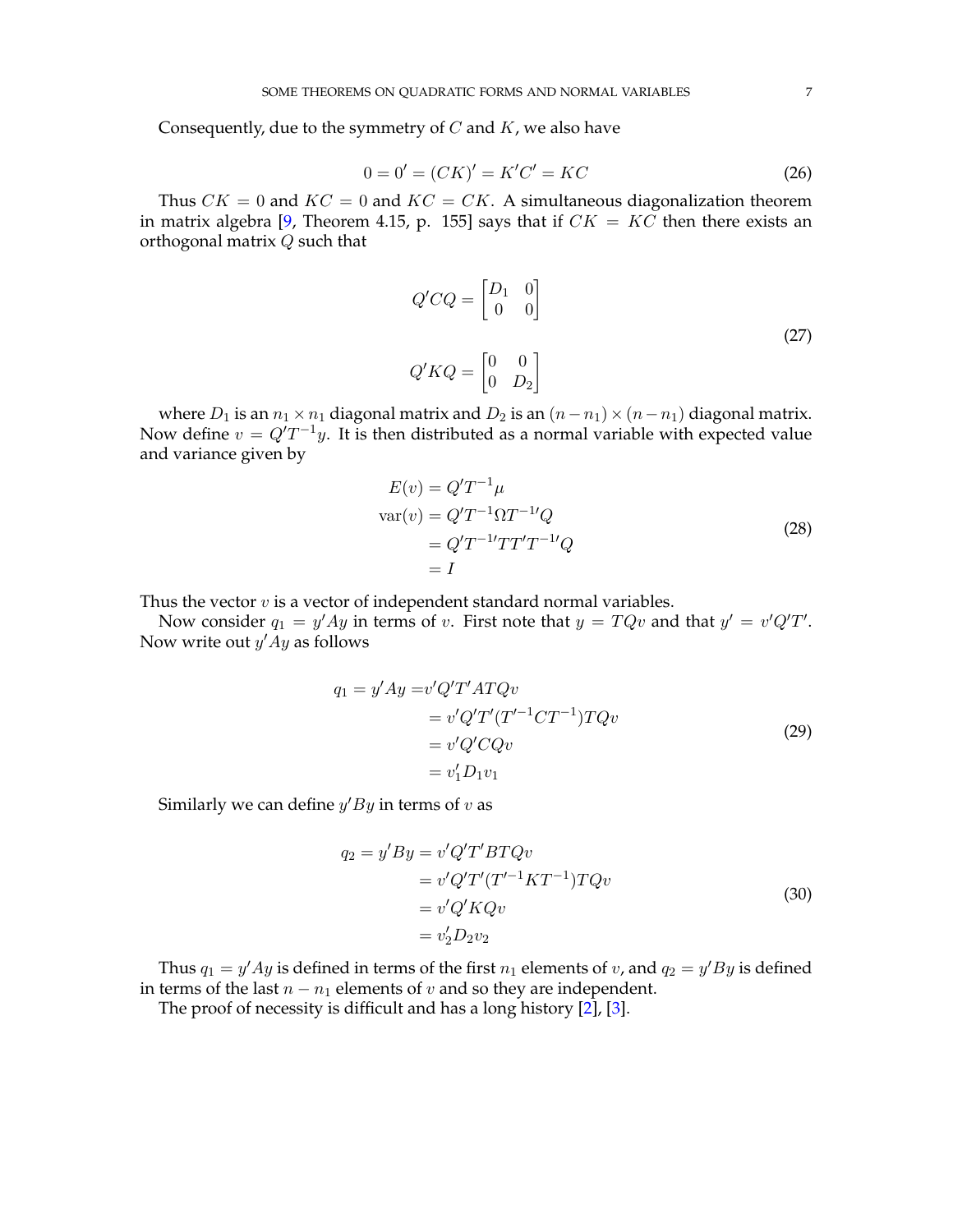Consequently, due to the symmetry of $C$ and $K$, we also have

$$0 = 0' = (CK)' = K'C' = KC \tag{26}$$

Thus $CK = 0$ and $KC = 0$ and $KC = CK$. A simultaneous diagonalization theorem in matrix algebra [9, Theorem 4.15, p. 155] says that if $CK = KC$ then there exists an orthogonal matrix $Q$ such that

$$\begin{aligned} Q'CQ &= \begin{bmatrix} D_1 & 0 \\ 0 & 0 \end{bmatrix} \\ Q'KQ &= \begin{bmatrix} 0 & 0 \\ 0 & D_2 \end{bmatrix} \end{aligned} \tag{27}$$

where $D_1$ is an $n_1 \times n_1$ diagonal matrix and $D_2$ is an $(n - n_1) \times (n - n_1)$ diagonal matrix. Now define $v = Q'T^{-1}y$. It is then distributed as a normal variable with expected value and variance given by

$$\begin{aligned} E(v) &= Q'T^{-1}\mu \\ \text{var}(v) &= Q'T^{-1}\Omega T^{-1\prime}Q \\ &= Q'T^{-1\prime}TT'T^{-1\prime}Q \\ &= I \end{aligned} \tag{28}$$

Thus the vector $v$ is a vector of independent standard normal variables.

Now consider $q_1 = y'Ay$ in terms of $v$. First note that $y = TQv$ and that $y' = v'Q'T'$. Now write out $y'Ay$ as follows

$$\begin{aligned} q_1 = y'Ay &= v'Q'T'ATQv \\ &= v'Q'T'(T'^{-1}CT^{-1})TQv \\ &= v'Q'CQv \\ &= v_1'D_1v_1 \end{aligned} \tag{29}$$

Similarly we can define $y'By$ in terms of $v$ as

$$\begin{aligned} q_2 = y'By &= v'Q'T'BTQv \\ &= v'Q'T'(T'^{-1}KT^{-1})TQv \\ &= v'Q'KQv \\ &= v_2'D_2v_2 \end{aligned} \tag{30}$$

Thus $q_1 = y'Ay$ is defined in terms of the first $n_1$ elements of $v$, and $q_2 = y'By$ is defined in terms of the last $n - n_1$ elements of $v$ and so they are independent.

The proof of necessity is difficult and has a long history [2], [3].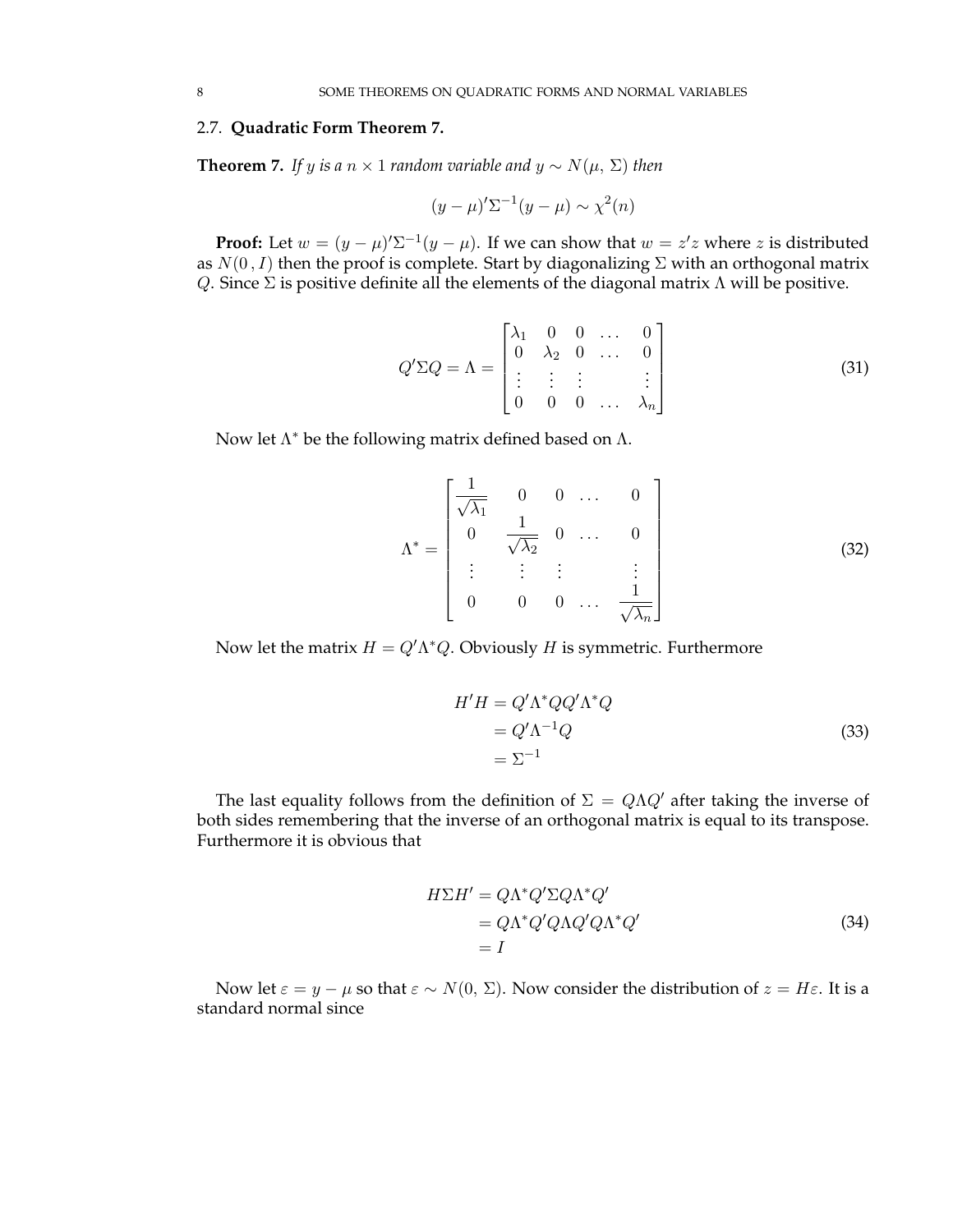### 2.7. **Quadratic Form Theorem 7.**

**Theorem 7.** *If $y$ is a $n \times 1$ random variable and $y \sim N(\mu,\, \Sigma)$ then*

$$(y - \mu)'\Sigma^{-1}(y - \mu) \sim \chi^2(n)$$

**Proof:** Let $w = (y - \mu)'\Sigma^{-1}(y - \mu)$. If we can show that $w = z'z$ where $z$ is distributed as $N(0\,, I)$ then the proof is complete. Start by diagonalizing $\Sigma$ with an orthogonal matrix $Q$. Since $\Sigma$ is positive definite all the elements of the diagonal matrix $\Lambda$ will be positive.

$$Q'\Sigma Q = \Lambda = \begin{bmatrix} \lambda_1 & 0 & 0 & \dots & 0 \\ 0 & \lambda_2 & 0 & \dots & 0 \\ \vdots & \vdots & \vdots & & \vdots \\ 0 & 0 & 0 & \dots & \lambda_n \end{bmatrix} \tag{31}$$

Now let $\Lambda^*$ be the following matrix defined based on $\Lambda$.

$$\Lambda^* = \begin{bmatrix} \frac{1}{\sqrt{\lambda_1}} & 0 & 0 & \dots & 0 \\ 0 & \frac{1}{\sqrt{\lambda_2}} & 0 & \dots & 0 \\ \vdots & \vdots & \vdots & & \vdots \\ 0 & 0 & 0 & \dots & \frac{1}{\sqrt{\lambda_n}} \end{bmatrix} \tag{32}$$

Now let the matrix $H = Q'\Lambda^* Q$. Obviously $H$ is symmetric. Furthermore

$$\begin{aligned} H'H &= Q'\Lambda^* Q Q'\Lambda^* Q \\ &= Q'\Lambda^{-1} Q \\ &= \Sigma^{-1} \end{aligned} \tag{33}$$

The last equality follows from the definition of $\Sigma = Q\Lambda Q'$ after taking the inverse of both sides remembering that the inverse of an orthogonal matrix is equal to its transpose. Furthermore it is obvious that

$$\begin{aligned} H\Sigma H' &= Q\Lambda^* Q'\Sigma Q\Lambda^* Q' \\ &= Q\Lambda^* Q' Q\Lambda Q' Q\Lambda^* Q' \\ &= I \end{aligned} \tag{34}$$

Now let $\varepsilon = y - \mu$ so that $\varepsilon \sim N(0,\, \Sigma)$. Now consider the distribution of $z = H\varepsilon$. It is a standard normal since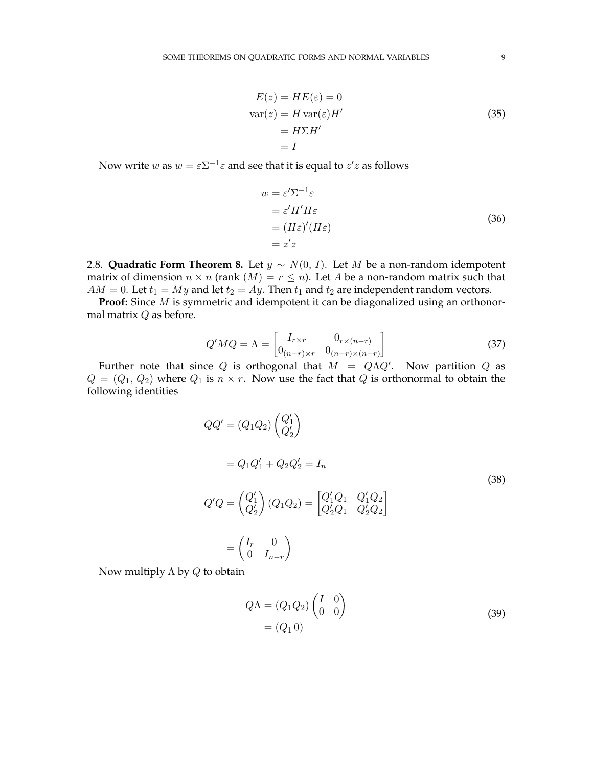$$
\begin{aligned}
E(z) &= HE(\varepsilon) = 0 \\
\text{var}(z) &= H \,\text{var}(\varepsilon) H' \\
&= H\Sigma H' \\
&= I
\end{aligned} \tag{35}
$$

Now write $w$ as $w = \varepsilon \Sigma^{-1} \varepsilon$ and see that it is equal to $z'z$ as follows

$$
\begin{aligned}
w &= \varepsilon' \Sigma^{-1} \varepsilon \\
&= \varepsilon' H' H \varepsilon \\
&= (H\varepsilon)'(H\varepsilon) \\
&= z'z
\end{aligned} \tag{36}
$$

2.8. **Quadratic Form Theorem 8.** Let $y \sim N(0, I)$. Let $M$ be a non-random idempotent matrix of dimension $n \times n$ (rank $(M) = r \leq n$). Let $A$ be a non-random matrix such that $AM = 0$. Let $t_1 = My$ and let $t_2 = Ay$. Then $t_1$ and $t_2$ are independent random vectors.

**Proof:** Since $M$ is symmetric and idempotent it can be diagonalized using an orthonormal matrix $Q$ as before.

$$
Q'MQ = \Lambda = \begin{bmatrix} I_{r \times r} & 0_{r \times (n-r)} \\ 0_{(n-r) \times r} & 0_{(n-r) \times (n-r)} \end{bmatrix} \tag{37}
$$

Further note that since $Q$ is orthogonal that $M = Q \Lambda Q'$. Now partition $Q$ as $Q = (Q_1, Q_2)$ where $Q_1$ is $n \times r$. Now use the fact that $Q$ is orthonormal to obtain the following identities

$$
\begin{aligned}
QQ' &= (Q_1 Q_2) \begin{pmatrix} Q_1' \\ Q_2' \end{pmatrix} \\
&= Q_1 Q_1' + Q_2 Q_2' = I_n \\
Q'Q &= \begin{pmatrix} Q_1' \\ Q_2' \end{pmatrix} (Q_1 Q_2) = \begin{bmatrix} Q_1'Q_1 & Q_1'Q_2 \\ Q_2'Q_1 & Q_2'Q_2 \end{bmatrix} \\
&= \begin{pmatrix} I_r & 0 \\ 0 & I_{n-r} \end{pmatrix}
\end{aligned} \tag{38}
$$

Now multiply $\Lambda$ by $Q$ to obtain

$$
\begin{aligned}
Q\Lambda &= (Q_1 Q_2) \begin{pmatrix} I & 0 \\ 0 & 0 \end{pmatrix} \\
&= (Q_1 \, 0)
\end{aligned} \tag{39}
$$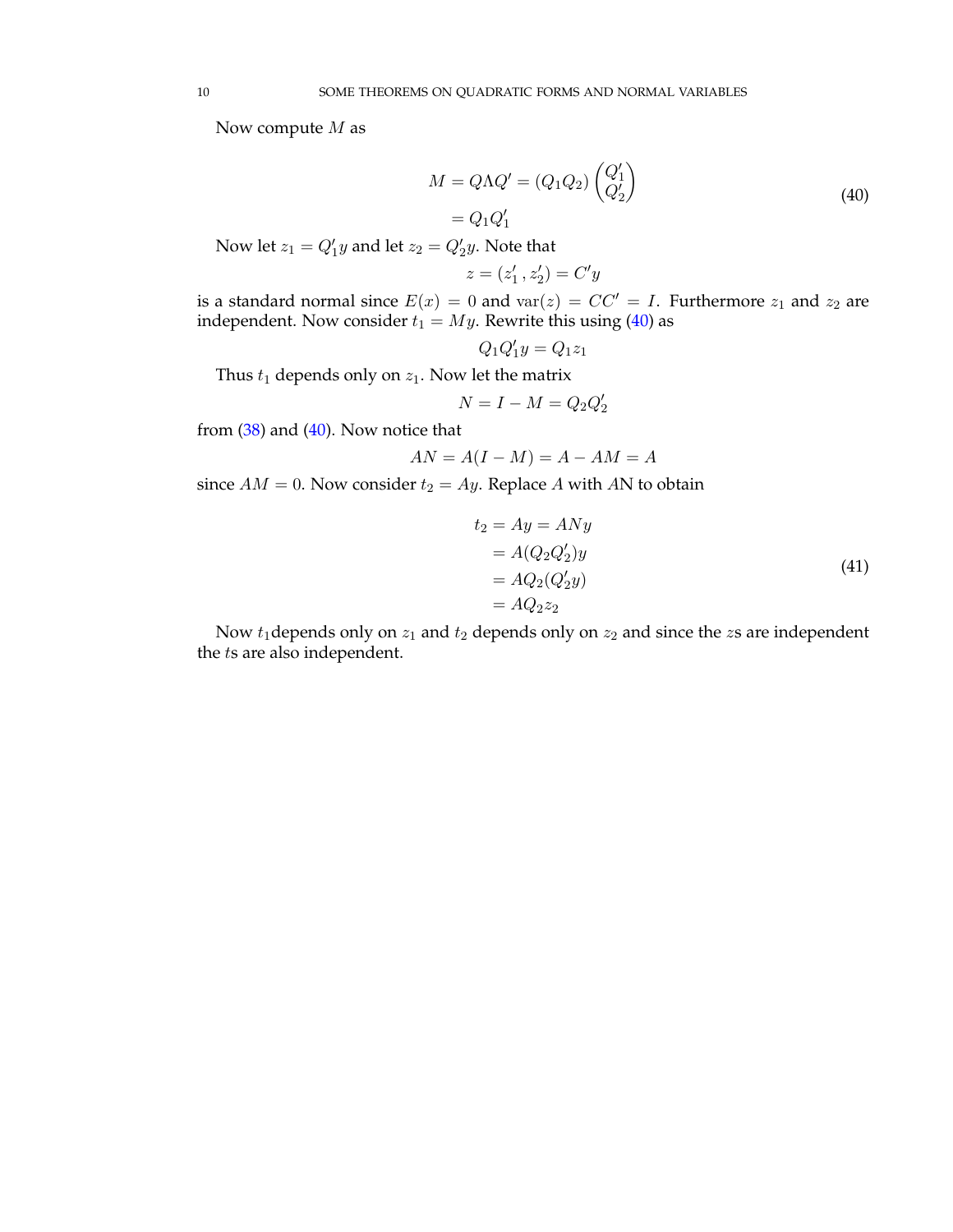Now compute $M$ as

$$
\begin{aligned}
M = Q\Lambda Q' &= (Q_1 Q_2)\begin{pmatrix} Q_1' \\ Q_2' \end{pmatrix} \\
&= Q_1 Q_1'
\end{aligned}
\tag{40}
$$

Now let $z_1 = Q_1' y$ and let $z_2 = Q_2' y$. Note that

$$
z = (z_1', z_2') = C' y
$$

is a standard normal since $E(x) = 0$ and $\text{var}(z) = CC' = I$. Furthermore $z_1$ and $z_2$ are independent. Now consider $t_1 = My$. Rewrite this using (40) as

$$
Q_1 Q_1' y = Q_1 z_1
$$

Thus $t_1$ depends only on $z_1$. Now let the matrix

$$
N = I - M = Q_2 Q_2'
$$

from (38) and (40). Now notice that

$$
AN = A(I - M) = A - AM = A
$$

since $AM = 0$. Now consider $t_2 = Ay$. Replace $A$ with $A$N to obtain

$$
\begin{aligned}
t_2 = Ay &= ANy \\
&= A(Q_2 Q_2')y \\
&= AQ_2(Q_2' y) \\
&= AQ_2 z_2
\end{aligned}
\tag{41}
$$

Now $t_1$depends only on $z_1$ and $t_2$ depends only on $z_2$ and since the $z$s are independent the $t$s are also independent.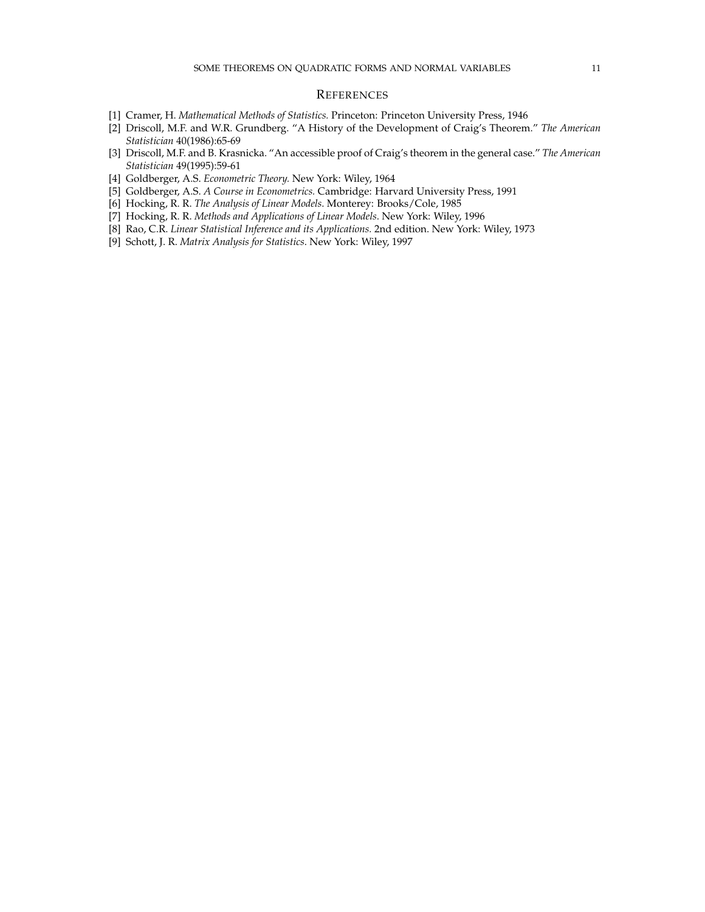## References

[1] Cramer, H. *Mathematical Methods of Statistics.* Princeton: Princeton University Press, 1946

[2] Driscoll, M.F. and W.R. Grundberg. "A History of the Development of Craig's Theorem." *The American Statistician* 40(1986):65-69

[3] Driscoll, M.F. and B. Krasnicka. "An accessible proof of Craig's theorem in the general case." *The American Statistician* 49(1995):59-61

[4] Goldberger, A.S. *Econometric Theory.* New York: Wiley, 1964

[5] Goldberger, A.S. *A Course in Econometrics.* Cambridge: Harvard University Press, 1991

[6] Hocking, R. R. *The Analysis of Linear Models*. Monterey: Brooks/Cole, 1985

[7] Hocking, R. R. *Methods and Applications of Linear Models*. New York: Wiley, 1996

[8] Rao, C.R. *Linear Statistical Inference and its Applications.* 2nd edition. New York: Wiley, 1973

[9] Schott, J. R. *Matrix Analysis for Statistics*. New York: Wiley, 1997